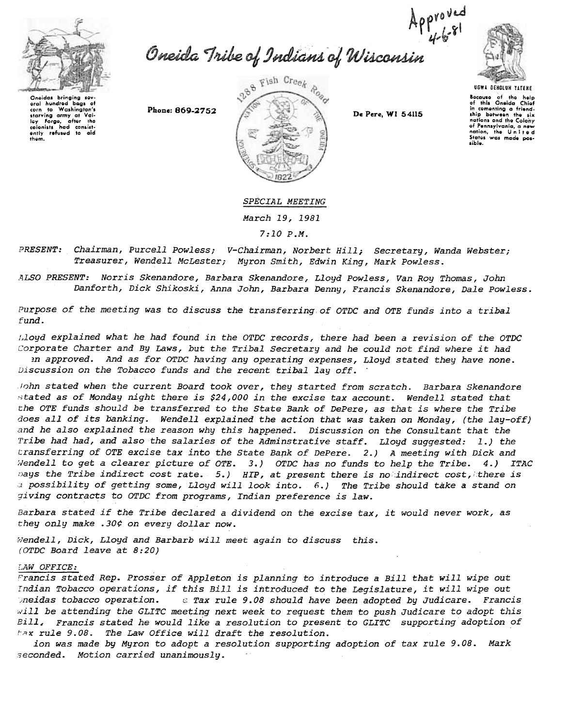Approved 4-6-81

# Oneida Tribe of Indians of Wisconsin

Oneidas bringing several hundred bags of corn to Washington's starving army at Valley Forge, after the colonists had consistently refused to aid them.

Phone: 869-2752

1288 Fish Creek Road

De Pere, WI 54115

UGWA DEHOLUH YATEHE

Because of the help of this Oneida Chief in cementing a friendship between the six nations and the Colony of Pennsylvania, a new nation, the United States was made possible.

*SPECIAL MEETING*

*March 19, 1981*

*7:10 P.M.*

*PRESENT: Chairman, Purcell Powless; V-Chairman, Norbert Hill; Secretary, Wanda Webster; Treasurer, Wendell McLester; Myron Smith, Edwin King, Mark Powless.*

*ALSO PRESENT: Norris Skenandore, Barbara Skenandore, Lloyd Powless, Van Roy Thomas, John Danforth, Dick Shikoski, Anna John, Barbara Denny, Francis Skenandore, Dale Powless.*

*Purpose of the meeting was to discuss the transferring of OTDC and OTE funds into a tribal fund.*

*Lloyd explained what he had found in the OTDC records, there had been a revision of the OTDC Corporate Charter and By Laws, but the Tribal Secretary and he could not find where it had been approved. And as for OTDC having any operating expenses, Lloyd stated they have none. Discussion on the Tobacco funds and the recent tribal lay off.*

*John stated when the current Board took over, they started from scratch. Barbara Skenandore stated as of Monday night there is $24,000 in the excise tax account. Wendell stated that the OTE funds should be transferred to the State Bank of DePere, as that is where the Tribe does all of its banking. Wendell explained the action that was taken on Monday, (the lay-off) and he also explained the reason why this happened. Discussion on the Consultant that the Tribe had had, and also the salaries of the Adminstrative staff. Lloyd suggested: 1.) the transferring of OTE excise tax into the State Bank of DePere. 2.) A meeting with Dick and Wendell to get a clearer picture of OTE. 3.) OTDC has no funds to help the Tribe. 4.) ITAC pays the Tribe indirect cost rate. 5.) HIP, at present there is no indirect cost, there is a possibility of getting some, Lloyd will look into. 6.) The Tribe should take a stand on giving contracts to OTDC from programs, Indian preference is law.*

*Barbara stated if the Tribe declared a dividend on the excise tax, it would never work, as they only make .30¢ on every dollar now.*

*Wendell, Dick, Lloyd and Barbarb will meet again to discuss this. (OTDC Board leave at 8:20)*

*LAW OFFICE:*

*Francis stated Rep. Prosser of Appleton is planning to introduce a Bill that will wipe out Indian Tobacco operations, if this Bill is introduced to the Legislature, it will wipe out Oneidas tobacco operation. Tax rule 9.08 should have been adopted by Judicare. Francis will be attending the GLITC meeting next week to request them to push Judicare to adopt this Bill. Francis stated he would like a resolution to present to GLITC supporting adoption of tax rule 9.08. The Law Office will draft the resolution.*

*Motion was made by Myron to adopt a resolution supporting adoption of tax rule 9.08. Mark seconded. Motion carried unanimously.*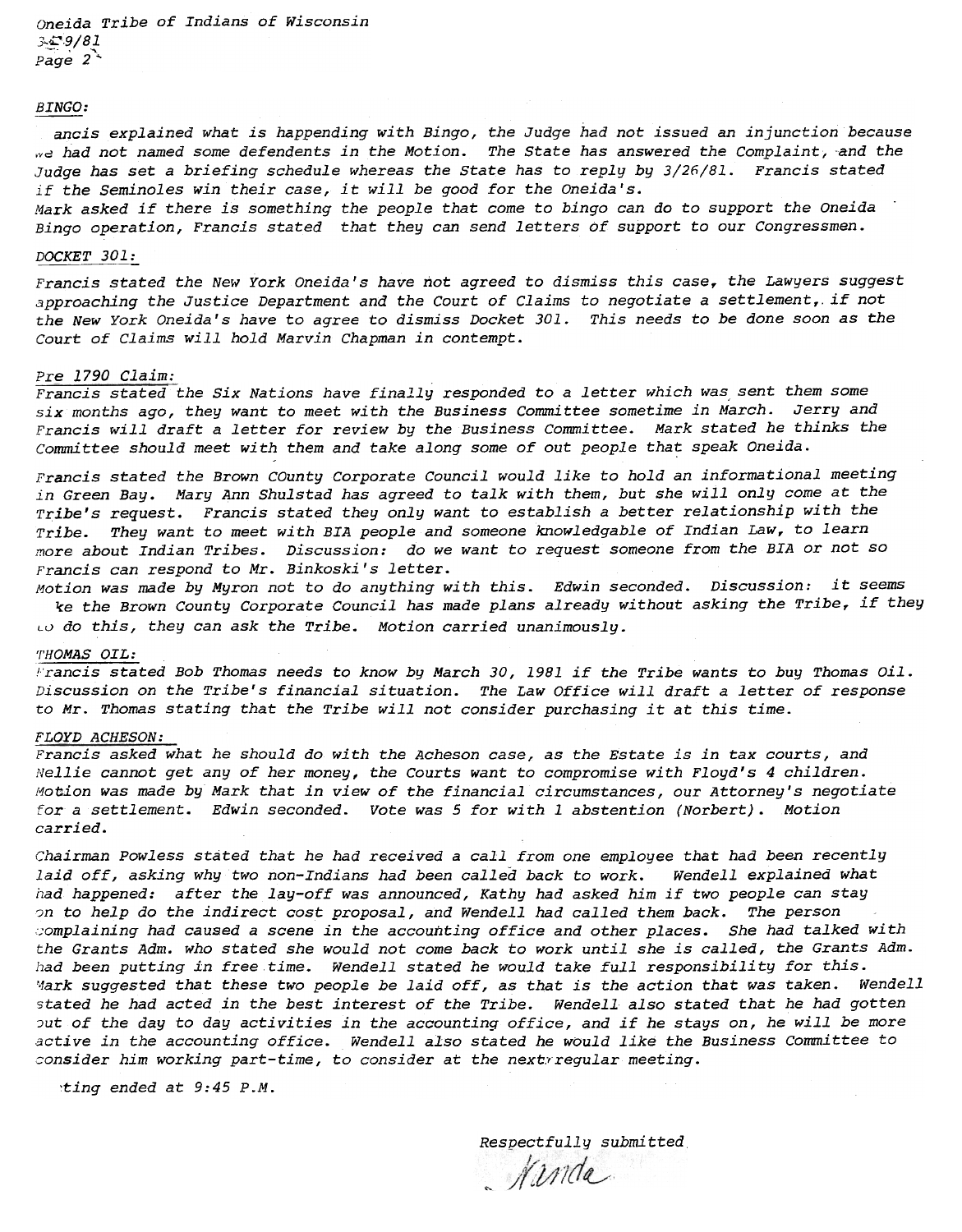Oneida Tribe of Indians of Wisconsin
3-29/81
Page 2

BINGO:

ancis explained what is happending with Bingo, the Judge had not issued an injunction because we had not named some defendents in the Motion. The State has answered the Complaint, and the Judge has set a briefing schedule whereas the State has to reply by 3/26/81. Francis stated if the Seminoles win their case, it will be good for the Oneida's.
Mark asked if there is something the people that come to bingo can do to support the Oneida Bingo operation, Francis stated that they can send letters of support to our Congressmen.

DOCKET 301:

Francis stated the New York Oneida's have not agreed to dismiss this case, the Lawyers suggest approaching the Justice Department and the Court of Claims to negotiate a settlement, if not the New York Oneida's have to agree to dismiss Docket 301. This needs to be done soon as the Court of Claims will hold Marvin Chapman in contempt.

Pre 1790 Claim:
Francis stated the Six Nations have finally responded to a letter which was sent them some six months ago, they want to meet with the Business Committee sometime in March. Jerry and Francis will draft a letter for review by the Business Committee. Mark stated he thinks the Committee should meet with them and take along some of out people that speak Oneida.

Francis stated the Brown COunty Corporate Council would like to hold an informational meeting in Green Bay. Mary Ann Shulstad has agreed to talk with them, but she will only come at the Tribe's request. Francis stated they only want to establish a better relationship with the Tribe. They want to meet with BIA people and someone knowledgable of Indian Law, to learn more about Indian Tribes. Discussion: do we want to request someone from the BIA or not so Francis can respond to Mr. Binkoski's letter.
Motion was made by Myron not to do anything with this. Edwin seconded. Discussion: it seems ke the Brown County Corporate Council has made plans already without asking the Tribe, if they to do this, they can ask the Tribe. Motion carried unanimously.

THOMAS OIL:
Francis stated Bob Thomas needs to know by March 30, 1981 if the Tribe wants to buy Thomas Oil. Discussion on the Tribe's financial situation. The Law Office will draft a letter of response to Mr. Thomas stating that the Tribe will not consider purchasing it at this time.

FLOYD ACHESON:
Francis asked what he should do with the Acheson case, as the Estate is in tax courts, and Nellie cannot get any of her money, the Courts want to compromise with Floyd's 4 children. Motion was made by Mark that in view of the financial circumstances, our Attorney's negotiate for a settlement. Edwin seconded. Vote was 5 for with 1 abstention (Norbert). Motion carried.

Chairman Powless stated that he had received a call from one employee that had been recently laid off, asking why two non-Indians had been called back to work. Wendell explained what had happened: after the lay-off was announced, Kathy had asked him if two people can stay on to help do the indirect cost proposal, and Wendell had called them back. The person complaining had caused a scene in the accounting office and other places. She had talked with the Grants Adm. who stated she would not come back to work until she is called, the Grants Adm. had been putting in free time. Wendell stated he would take full responsibility for this. Mark suggested that these two people be laid off, as that is the action that was taken. Wendell stated he had acted in the best interest of the Tribe. Wendell also stated that he had gotten out of the day to day activities in the accounting office, and if he stays on, he will be more active in the accounting office. Wendell also stated he would like the Business Committee to consider him working part-time, to consider at the next regular meeting.

ting ended at 9:45 P.M.

Respectfully submitted
Nanda